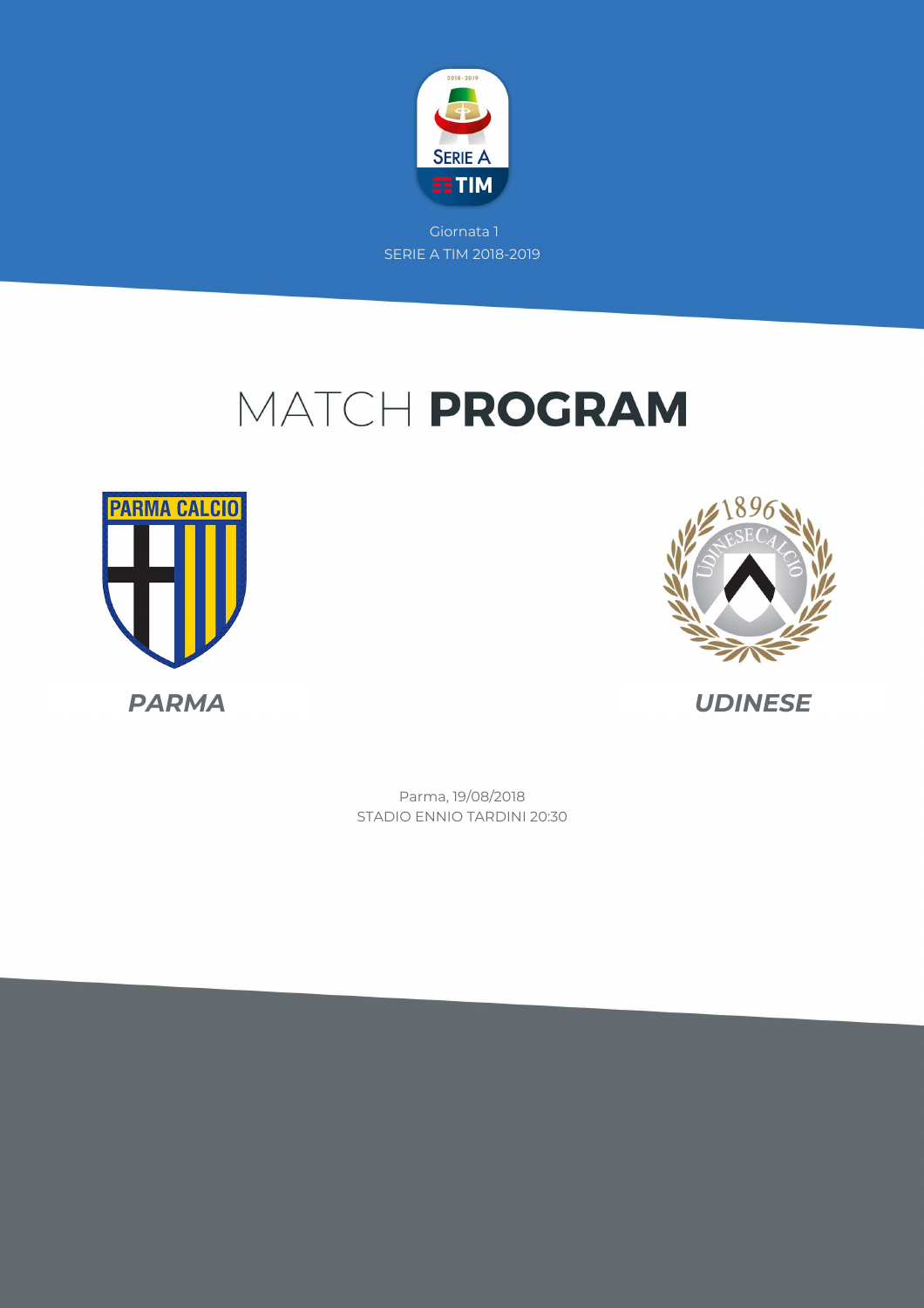Giornata 1

SERIE A TIM 2018-2019

# MATCH **PROGRAM**

**PARMA**

**UDINESE**

Parma, 19/08/2018

STADIO ENNIO TARDINI 20:30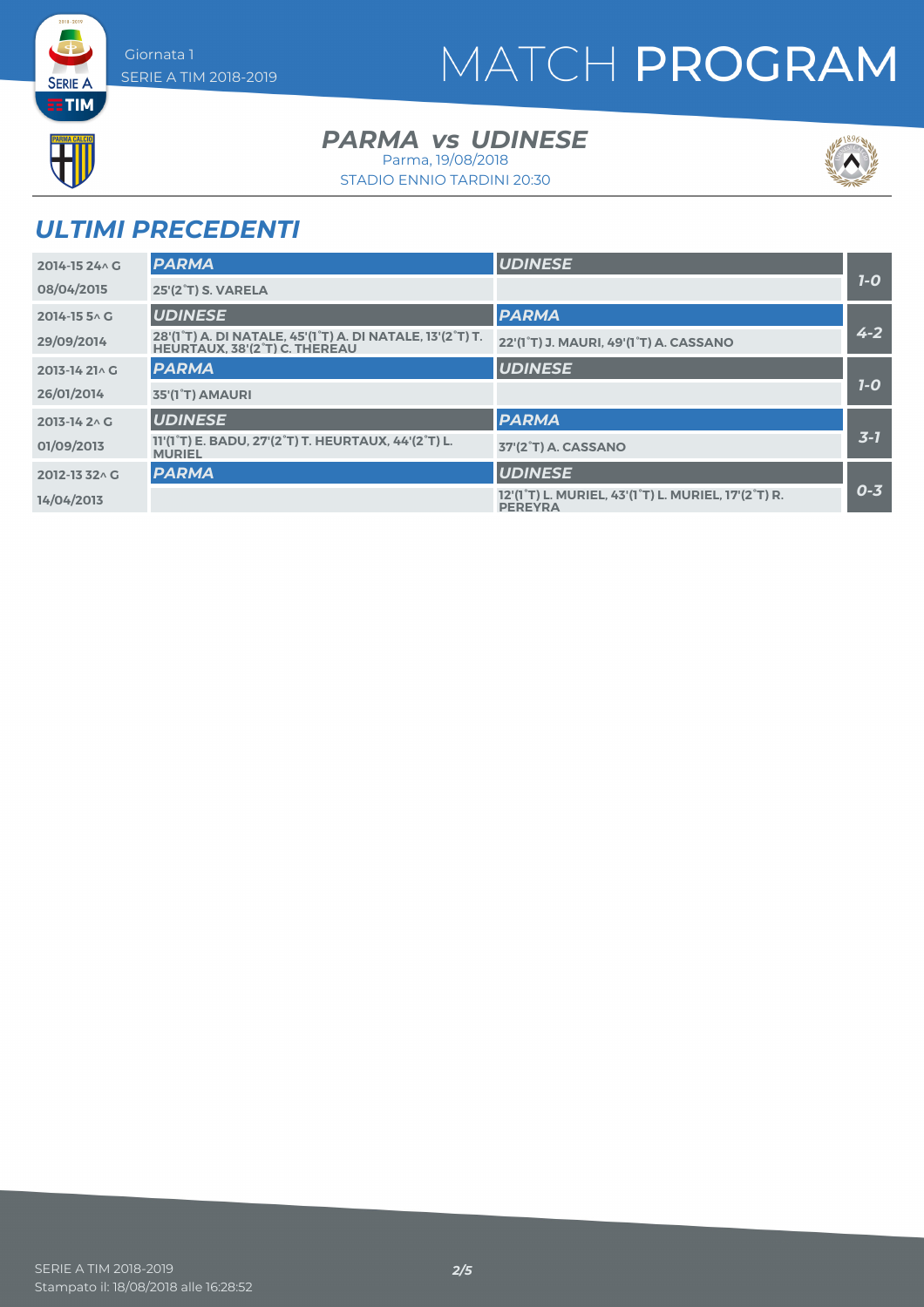# MATCH PROGRAM

Giornata 1
SERIE A TIM 2018-2019

## *PARMA vs UDINESE*

Parma, 19/08/2018
STADIO ENNIO TARDINI 20:30

## *ULTIMI PRECEDENTI*

| | | | |
|---|---|---|---|
| 2014-15 24^ G | *PARMA* | *UDINESE* | *1-0* |
| 08/04/2015 | 25'(2°T) S. VARELA | | |
| 2014-15 5^ G | *UDINESE* | *PARMA* | *4-2* |
| 29/09/2014 | 28'(1°T) A. DI NATALE, 45'(1°T) A. DI NATALE, 13'(2°T) T. HEURTAUX, 38'(2°T) C. THEREAU | 22'(1°T) J. MAURI, 49'(1°T) A. CASSANO | |
| 2013-14 21^ G | *PARMA* | *UDINESE* | *1-0* |
| 26/01/2014 | 35'(1°T) AMAURI | | |
| 2013-14 2^ G | *UDINESE* | *PARMA* | *3-1* |
| 01/09/2013 | 11'(1°T) E. BADU, 27'(2°T) T. HEURTAUX, 44'(2°T) L. MURIEL | 37'(2°T) A. CASSANO | |
| 2012-13 32^ G | *PARMA* | *UDINESE* | *0-3* |
| 14/04/2013 | | 12'(1°T) L. MURIEL, 43'(1°T) L. MURIEL, 17'(2°T) R. PEREYRA | |

SERIE A TIM 2018-2019
Stampato il: 18/08/2018 alle 16:28:52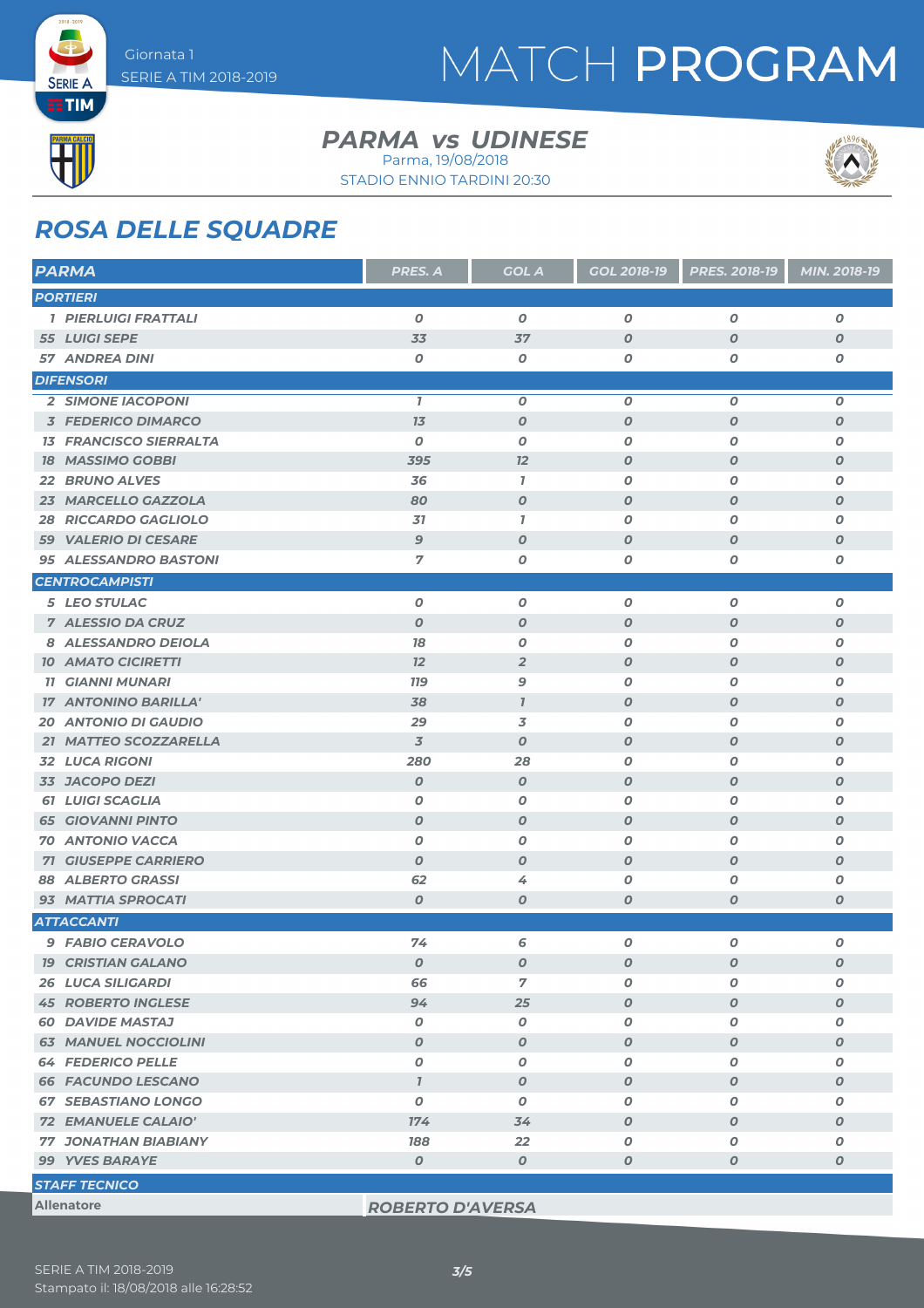# MATCH PROGRAM

Giornata 1
SERIE A TIM 2018-2019

## PARMA vs UDINESE

Parma, 19/08/2018
STADIO ENNIO TARDINI 20:30

## ROSA DELLE SQUADRE

| PARMA | PRES. A | GOL A | GOL 2018-19 | PRES. 2018-19 | MIN. 2018-19 |
|---|---|---|---|---|---|
| **PORTIERI** | | | | | |
| 1 PIERLUIGI FRATTALI | 0 | 0 | 0 | 0 | 0 |
| 55 LUIGI SEPE | 33 | 37 | 0 | 0 | 0 |
| 57 ANDREA DINI | 0 | 0 | 0 | 0 | 0 |
| **DIFENSORI** | | | | | |
| 2 SIMONE IACOPONI | 1 | 0 | 0 | 0 | 0 |
| 3 FEDERICO DIMARCO | 13 | 0 | 0 | 0 | 0 |
| 13 FRANCISCO SIERRALTA | 0 | 0 | 0 | 0 | 0 |
| 18 MASSIMO GOBBI | 395 | 12 | 0 | 0 | 0 |
| 22 BRUNO ALVES | 36 | 1 | 0 | 0 | 0 |
| 23 MARCELLO GAZZOLA | 80 | 0 | 0 | 0 | 0 |
| 28 RICCARDO GAGLIOLO | 31 | 1 | 0 | 0 | 0 |
| 59 VALERIO DI CESARE | 9 | 0 | 0 | 0 | 0 |
| 95 ALESSANDRO BASTONI | 7 | 0 | 0 | 0 | 0 |
| **CENTROCAMPISTI** | | | | | |
| 5 LEO STULAC | 0 | 0 | 0 | 0 | 0 |
| 7 ALESSIO DA CRUZ | 0 | 0 | 0 | 0 | 0 |
| 8 ALESSANDRO DEIOLA | 18 | 0 | 0 | 0 | 0 |
| 10 AMATO CICIRETTI | 12 | 2 | 0 | 0 | 0 |
| 11 GIANNI MUNARI | 119 | 9 | 0 | 0 | 0 |
| 17 ANTONINO BARILLA' | 38 | 1 | 0 | 0 | 0 |
| 20 ANTONIO DI GAUDIO | 29 | 3 | 0 | 0 | 0 |
| 21 MATTEO SCOZZARELLA | 3 | 0 | 0 | 0 | 0 |
| 32 LUCA RIGONI | 280 | 28 | 0 | 0 | 0 |
| 33 JACOPO DEZI | 0 | 0 | 0 | 0 | 0 |
| 61 LUIGI SCAGLIA | 0 | 0 | 0 | 0 | 0 |
| 65 GIOVANNI PINTO | 0 | 0 | 0 | 0 | 0 |
| 70 ANTONIO VACCA | 0 | 0 | 0 | 0 | 0 |
| 71 GIUSEPPE CARRIERO | 0 | 0 | 0 | 0 | 0 |
| 88 ALBERTO GRASSI | 62 | 4 | 0 | 0 | 0 |
| 93 MATTIA SPROCATI | 0 | 0 | 0 | 0 | 0 |
| **ATTACCANTI** | | | | | |
| 9 FABIO CERAVOLO | 74 | 6 | 0 | 0 | 0 |
| 19 CRISTIAN GALANO | 0 | 0 | 0 | 0 | 0 |
| 26 LUCA SILIGARDI | 66 | 7 | 0 | 0 | 0 |
| 45 ROBERTO INGLESE | 94 | 25 | 0 | 0 | 0 |
| 60 DAVIDE MASTAJ | 0 | 0 | 0 | 0 | 0 |
| 63 MANUEL NOCCIOLINI | 0 | 0 | 0 | 0 | 0 |
| 64 FEDERICO PELLE | 0 | 0 | 0 | 0 | 0 |
| 66 FACUNDO LESCANO | 1 | 0 | 0 | 0 | 0 |
| 67 SEBASTIANO LONGO | 0 | 0 | 0 | 0 | 0 |
| 72 EMANUELE CALAIO' | 174 | 34 | 0 | 0 | 0 |
| 77 JONATHAN BIABIANY | 188 | 22 | 0 | 0 | 0 |
| 99 YVES BARAYE | 0 | 0 | 0 | 0 | 0 |

**STAFF TECNICO**

| Allenatore | ROBERTO D'AVERSA |
|---|---|

SERIE A TIM 2018-2019
Stampato il: 18/08/2018 alle 16:28:52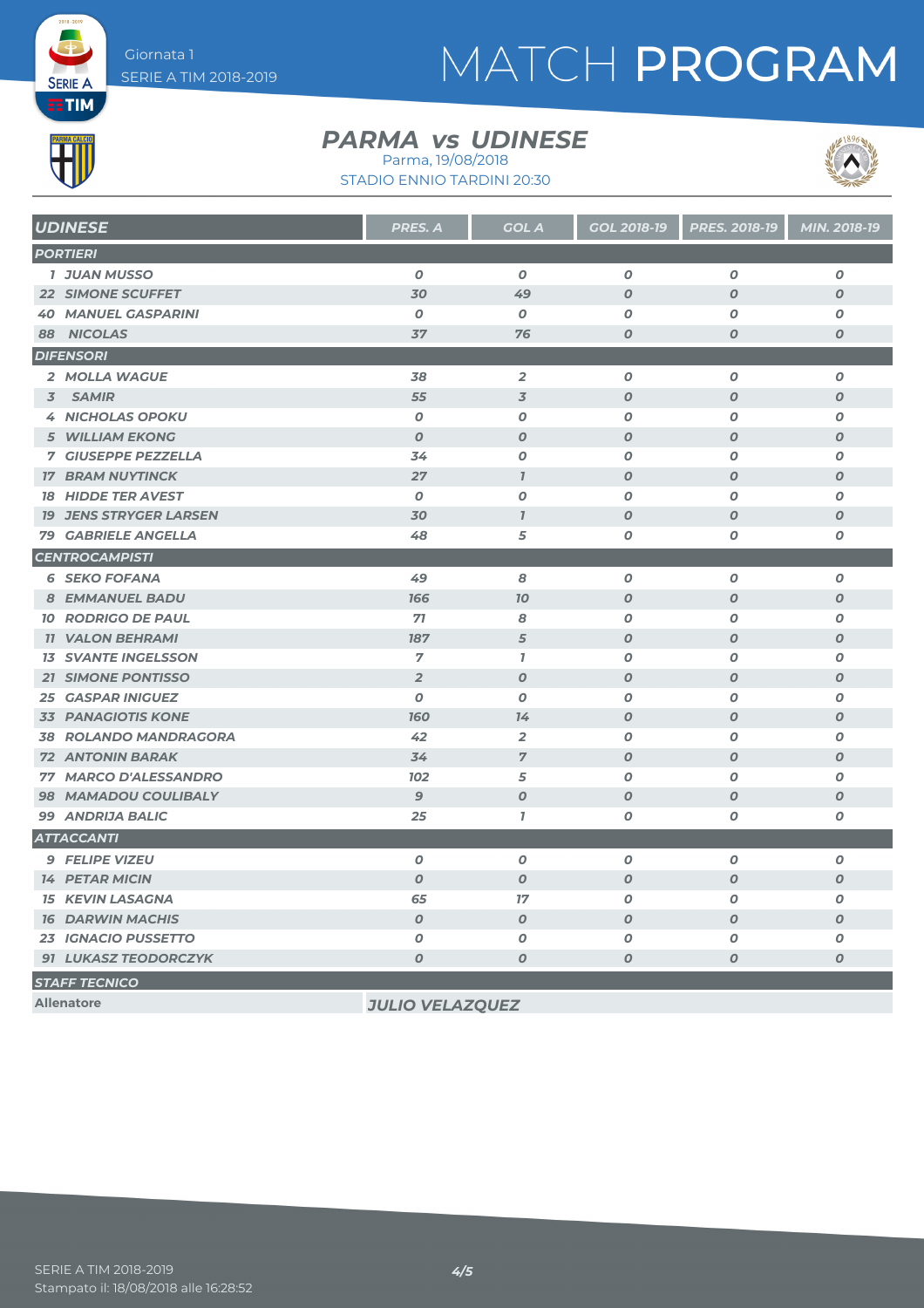Giornata 1
SERIE A TIM 2018-2019

# MATCH PROGRAM

## PARMA vs UDINESE

Parma, 19/08/2018
STADIO ENNIO TARDINI 20:30

| UDINESE | PRES. A | GOL A | GOL 2018-19 | PRES. 2018-19 | MIN. 2018-19 |
|---|---|---|---|---|---|
| **PORTIERI** | | | | | |
| 1 JUAN MUSSO | 0 | 0 | 0 | 0 | 0 |
| 22 SIMONE SCUFFET | 30 | 49 | 0 | 0 | 0 |
| 40 MANUEL GASPARINI | 0 | 0 | 0 | 0 | 0 |
| 88 NICOLAS | 37 | 76 | 0 | 0 | 0 |
| **DIFENSORI** | | | | | |
| 2 MOLLA WAGUE | 38 | 2 | 0 | 0 | 0 |
| 3 SAMIR | 55 | 3 | 0 | 0 | 0 |
| 4 NICHOLAS OPOKU | 0 | 0 | 0 | 0 | 0 |
| 5 WILLIAM EKONG | 0 | 0 | 0 | 0 | 0 |
| 7 GIUSEPPE PEZZELLA | 34 | 0 | 0 | 0 | 0 |
| 17 BRAM NUYTINCK | 27 | 1 | 0 | 0 | 0 |
| 18 HIDDE TER AVEST | 0 | 0 | 0 | 0 | 0 |
| 19 JENS STRYGER LARSEN | 30 | 1 | 0 | 0 | 0 |
| 79 GABRIELE ANGELLA | 48 | 5 | 0 | 0 | 0 |
| **CENTROCAMPISTI** | | | | | |
| 6 SEKO FOFANA | 49 | 8 | 0 | 0 | 0 |
| 8 EMMANUEL BADU | 166 | 10 | 0 | 0 | 0 |
| 10 RODRIGO DE PAUL | 71 | 8 | 0 | 0 | 0 |
| 11 VALON BEHRAMI | 187 | 5 | 0 | 0 | 0 |
| 13 SVANTE INGELSSON | 7 | 1 | 0 | 0 | 0 |
| 21 SIMONE PONTISSO | 2 | 0 | 0 | 0 | 0 |
| 25 GASPAR INIGUEZ | 0 | 0 | 0 | 0 | 0 |
| 33 PANAGIOTIS KONE | 160 | 14 | 0 | 0 | 0 |
| 38 ROLANDO MANDRAGORA | 42 | 2 | 0 | 0 | 0 |
| 72 ANTONIN BARAK | 34 | 7 | 0 | 0 | 0 |
| 77 MARCO D'ALESSANDRO | 102 | 5 | 0 | 0 | 0 |
| 98 MAMADOU COULIBALY | 9 | 0 | 0 | 0 | 0 |
| 99 ANDRIJA BALIC | 25 | 1 | 0 | 0 | 0 |
| **ATTACCANTI** | | | | | |
| 9 FELIPE VIZEU | 0 | 0 | 0 | 0 | 0 |
| 14 PETAR MICIN | 0 | 0 | 0 | 0 | 0 |
| 15 KEVIN LASAGNA | 65 | 17 | 0 | 0 | 0 |
| 16 DARWIN MACHIS | 0 | 0 | 0 | 0 | 0 |
| 23 IGNACIO PUSSETTO | 0 | 0 | 0 | 0 | 0 |
| 91 LUKASZ TEODORCZYK | 0 | 0 | 0 | 0 | 0 |
| **STAFF TECNICO** | | | | | |
| Allenatore | JULIO VELAZQUEZ | | | | |

SERIE A TIM 2018-2019
Stampato il: 18/08/2018 alle 16:28:52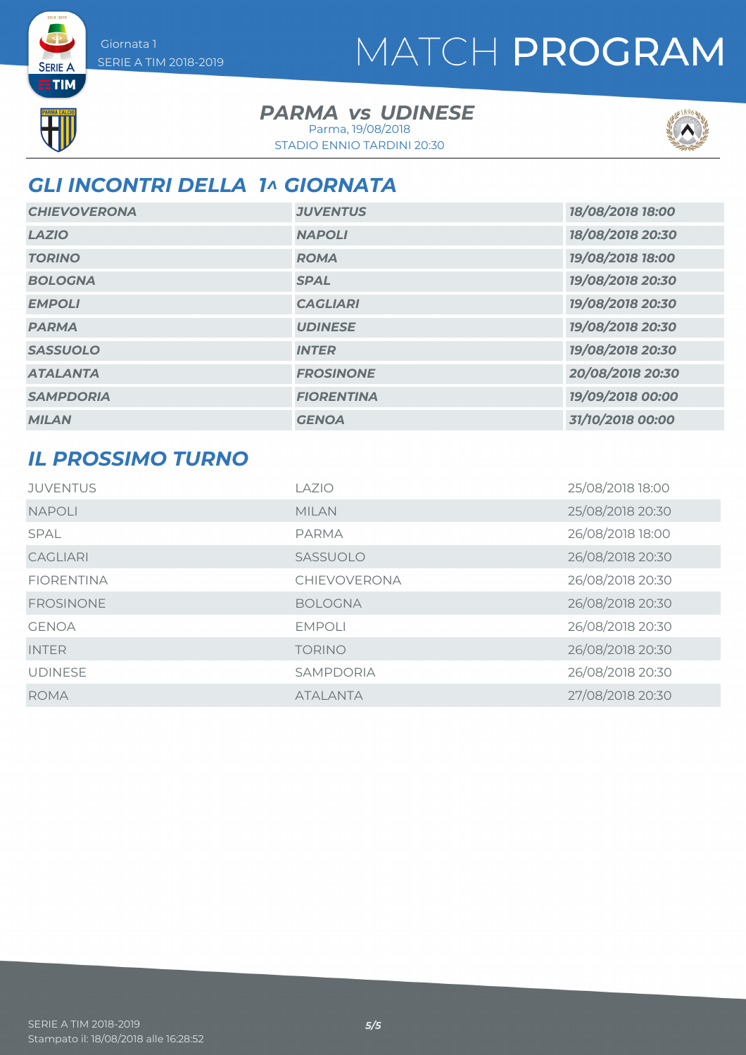# MATCH PROGRAM

Giornata 1
SERIE A TIM 2018-2019

## *PARMA vs UDINESE*

Parma, 19/08/2018
STADIO ENNIO TARDINI 20:30

## *GLI INCONTRI DELLA 1^ GIORNATA*

| | | |
|---|---|---|
| ***CHIEVOVERONA*** | ***JUVENTUS*** | ***18/08/2018 18:00*** |
| ***LAZIO*** | ***NAPOLI*** | ***18/08/2018 20:30*** |
| ***TORINO*** | ***ROMA*** | ***19/08/2018 18:00*** |
| ***BOLOGNA*** | ***SPAL*** | ***19/08/2018 20:30*** |
| ***EMPOLI*** | ***CAGLIARI*** | ***19/08/2018 20:30*** |
| ***PARMA*** | ***UDINESE*** | ***19/08/2018 20:30*** |
| ***SASSUOLO*** | ***INTER*** | ***19/08/2018 20:30*** |
| ***ATALANTA*** | ***FROSINONE*** | ***20/08/2018 20:30*** |
| ***SAMPDORIA*** | ***FIORENTINA*** | ***19/09/2018 00:00*** |
| ***MILAN*** | ***GENOA*** | ***31/10/2018 00:00*** |

## *IL PROSSIMO TURNO*

| | | |
|---|---|---|
| JUVENTUS | LAZIO | 25/08/2018 18:00 |
| NAPOLI | MILAN | 25/08/2018 20:30 |
| SPAL | PARMA | 26/08/2018 18:00 |
| CAGLIARI | SASSUOLO | 26/08/2018 20:30 |
| FIORENTINA | CHIEVOVERONA | 26/08/2018 20:30 |
| FROSINONE | BOLOGNA | 26/08/2018 20:30 |
| GENOA | EMPOLI | 26/08/2018 20:30 |
| INTER | TORINO | 26/08/2018 20:30 |
| UDINESE | SAMPDORIA | 26/08/2018 20:30 |
| ROMA | ATALANTA | 27/08/2018 20:30 |

SERIE A TIM 2018-2019
Stampato il: 18/08/2018 alle 16:28:52